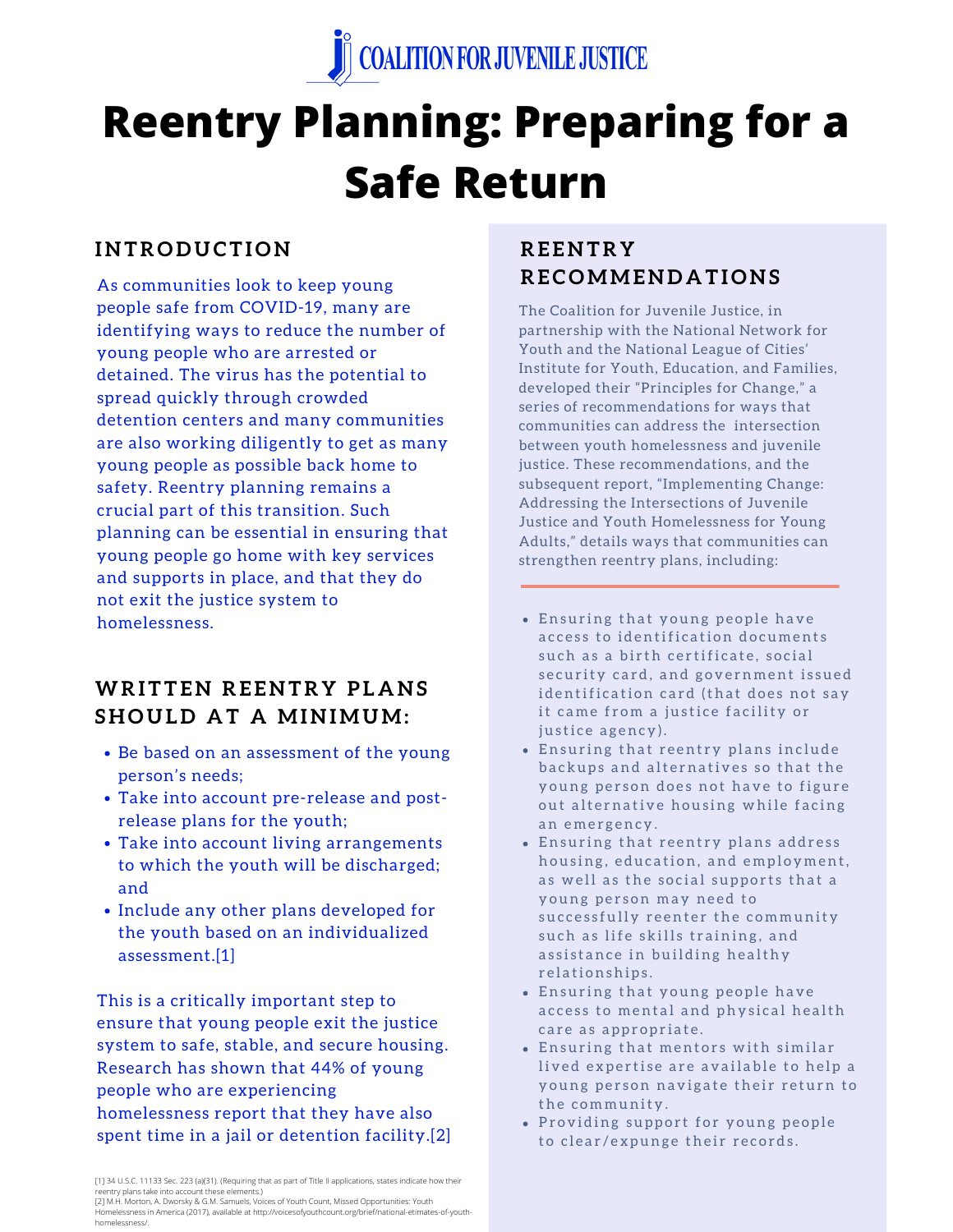COALITION FOR JUVENILE JUSTICE

# Reentry Planning: Preparing for a Safe Return

## INTRODUCTION

As communities look to keep young people safe from COVID-19, many are identifying ways to reduce the number of young people who are arrested or detained. The virus has the potential to spread quickly through crowded detention centers and many communities are also working diligently to get as many young people as possible back home to safety. Reentry planning remains a crucial part of this transition. Such planning can be essential in ensuring that young people go home with key services and supports in place, and that they do not exit the justice system to homelessness.

## WRITTEN REENTRY PLANS SHOULD AT A MINIMUM:

- Be based on an assessment of the young person's needs;
- Take into account pre-release and post-release plans for the youth;
- Take into account living arrangements to which the youth will be discharged; and
- Include any other plans developed for the youth based on an individualized assessment.[1]

This is a critically important step to ensure that young people exit the justice system to safe, stable, and secure housing. Research has shown that 44% of young people who are experiencing homelessness report that they have also spent time in a jail or detention facility.[2]

## REENTRY RECOMMENDATIONS

The Coalition for Juvenile Justice, in partnership with the National Network for Youth and the National League of Cities' Institute for Youth, Education, and Families, developed their "Principles for Change," a series of recommendations for ways that communities can address the intersection between youth homelessness and juvenile justice. These recommendations, and the subsequent report, "Implementing Change: Addressing the Intersections of Juvenile Justice and Youth Homelessness for Young Adults," details ways that communities can strengthen reentry plans, including:

- Ensuring that young people have access to identification documents such as a birth certificate, social security card, and government issued identification card (that does not say it came from a justice facility or justice agency).
- Ensuring that reentry plans include backups and alternatives so that the young person does not have to figure out alternative housing while facing an emergency.
- Ensuring that reentry plans address housing, education, and employment, as well as the social supports that a young person may need to successfully reenter the community such as life skills training, and assistance in building healthy relationships.
- Ensuring that young people have access to mental and physical health care as appropriate.
- Ensuring that mentors with similar lived expertise are available to help a young person navigate their return to the community.
- Providing support for young people to clear/expunge their records.

[1] 34 U.S.C. 11133 Sec. 223 (a)(31). (Requiring that as part of Title II applications, states indicate how their reentry plans take into account these elements.)
[2] M.H. Morton, A. Dworsky & G.M. Samuels, Voices of Youth Count, Missed Opportunities: Youth Homelessness in America (2017), available at http://voicesofyouthcount.org/brief/national-etimates-of-youth-homelessness/.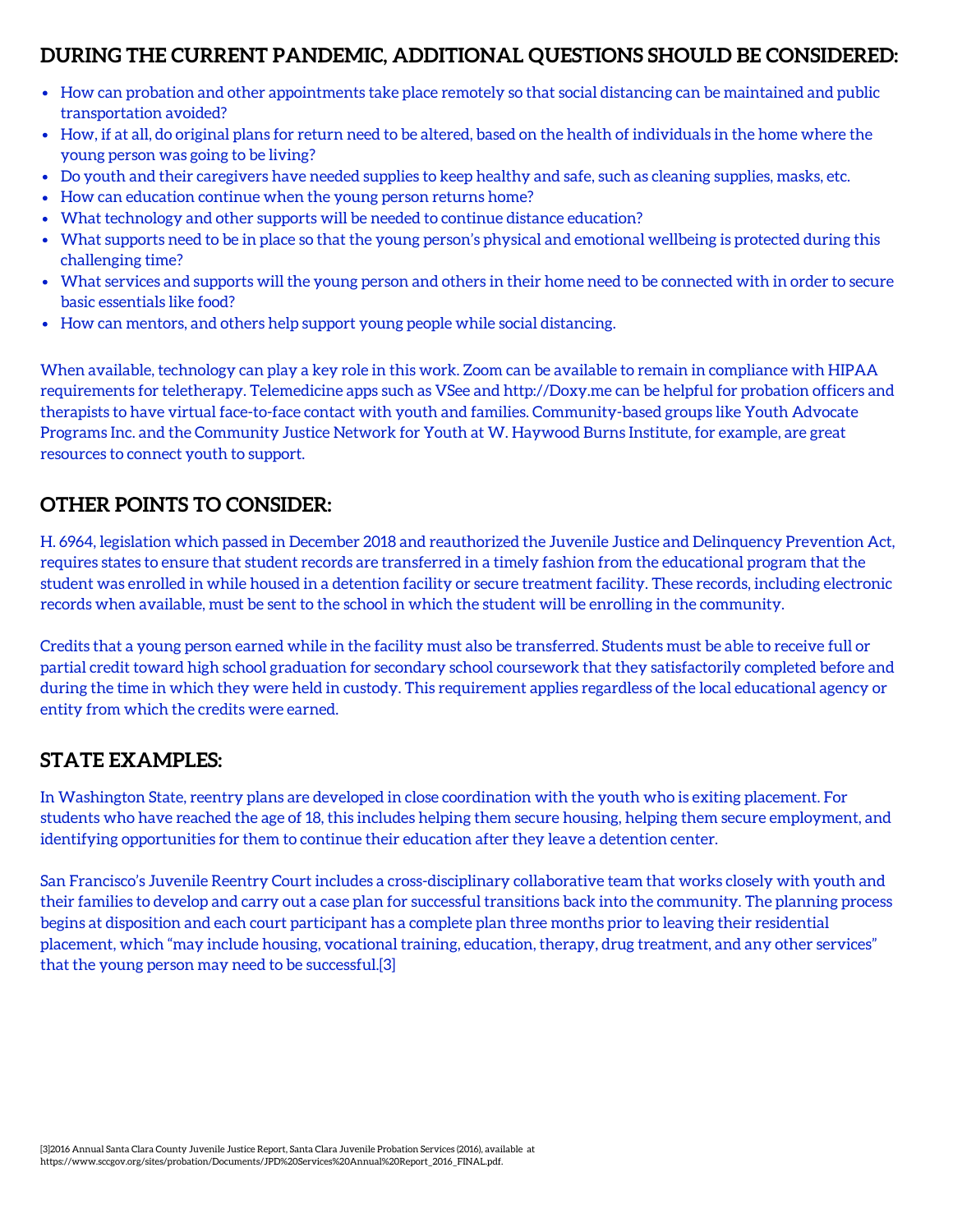## DURING THE CURRENT PANDEMIC, ADDITIONAL QUESTIONS SHOULD BE CONSIDERED:

- How can probation and other appointments take place remotely so that social distancing can be maintained and public transportation avoided?
- How, if at all, do original plans for return need to be altered, based on the health of individuals in the home where the young person was going to be living?
- Do youth and their caregivers have needed supplies to keep healthy and safe, such as cleaning supplies, masks, etc.
- How can education continue when the young person returns home?
- What technology and other supports will be needed to continue distance education?
- What supports need to be in place so that the young person's physical and emotional wellbeing is protected during this challenging time?
- What services and supports will the young person and others in their home need to be connected with in order to secure basic essentials like food?
- How can mentors, and others help support young people while social distancing.

When available, technology can play a key role in this work. Zoom can be available to remain in compliance with HIPAA requirements for teletherapy. Telemedicine apps such as VSee and http://Doxy.me can be helpful for probation officers and therapists to have virtual face-to-face contact with youth and families. Community-based groups like Youth Advocate Programs Inc. and the Community Justice Network for Youth at W. Haywood Burns Institute, for example, are great resources to connect youth to support.

## OTHER POINTS TO CONSIDER:

H. 6964, legislation which passed in December 2018 and reauthorized the Juvenile Justice and Delinquency Prevention Act, requires states to ensure that student records are transferred in a timely fashion from the educational program that the student was enrolled in while housed in a detention facility or secure treatment facility. These records, including electronic records when available, must be sent to the school in which the student will be enrolling in the community.

Credits that a young person earned while in the facility must also be transferred. Students must be able to receive full or partial credit toward high school graduation for secondary school coursework that they satisfactorily completed before and during the time in which they were held in custody. This requirement applies regardless of the local educational agency or entity from which the credits were earned.

## STATE EXAMPLES:

In Washington State, reentry plans are developed in close coordination with the youth who is exiting placement. For students who have reached the age of 18, this includes helping them secure housing, helping them secure employment, and identifying opportunities for them to continue their education after they leave a detention center.

San Francisco's Juvenile Reentry Court includes a cross-disciplinary collaborative team that works closely with youth and their families to develop and carry out a case plan for successful transitions back into the community. The planning process begins at disposition and each court participant has a complete plan three months prior to leaving their residential placement, which "may include housing, vocational training, education, therapy, drug treatment, and any other services" that the young person may need to be successful.[3]

[3]2016 Annual Santa Clara County Juvenile Justice Report, Santa Clara Juvenile Probation Services (2016), available at https://www.sccgov.org/sites/probation/Documents/JPD%20Services%20Annual%20Report_2016_FINAL.pdf.